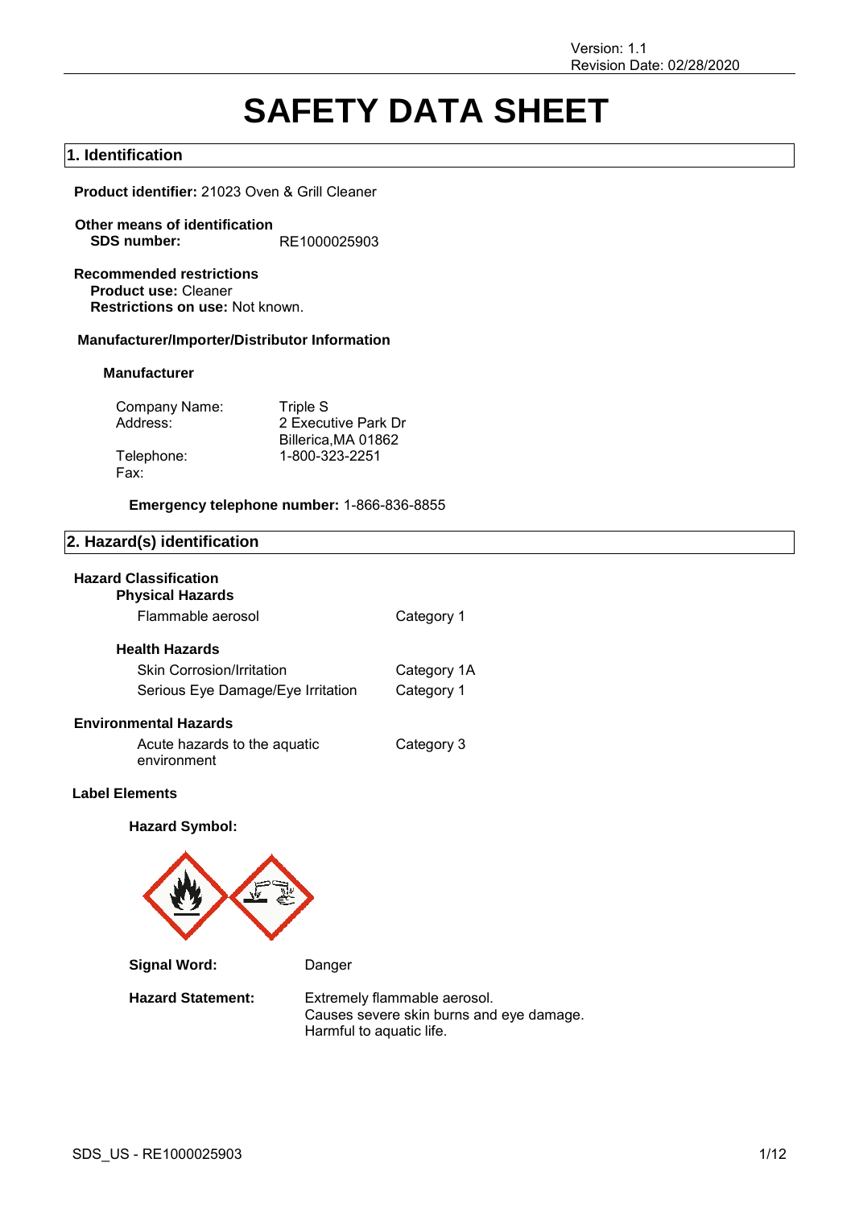Version: 1.1
Revision Date: 02/28/2020

# SAFETY DATA SHEET

## 1. Identification

**Product identifier:** 21023 Oven & Grill Cleaner

**Other means of identification**
**SDS number:** RE1000025903

**Recommended restrictions**
**Product use:** Cleaner
**Restrictions on use:** Not known.

**Manufacturer/Importer/Distributor Information**

**Manufacturer**

| | |
|---|---|
| Company Name: | Triple S |
| Address: | 2 Executive Park Dr<br>Billerica,MA 01862 |
| Telephone: | 1-800-323-2251 |
| Fax: | |

**Emergency telephone number:** 1-866-836-8855

## 2. Hazard(s) identification

**Hazard Classification**

**Physical Hazards**

| | |
|---|---|
| Flammable aerosol | Category 1 |

**Health Hazards**

| | |
|---|---|
| Skin Corrosion/Irritation | Category 1A |
| Serious Eye Damage/Eye Irritation | Category 1 |

**Environmental Hazards**

| | |
|---|---|
| Acute hazards to the aquatic environment | Category 3 |

**Label Elements**

**Hazard Symbol:**

**Signal Word:** Danger

**Hazard Statement:** Extremely flammable aerosol.
Causes severe skin burns and eye damage.
Harmful to aquatic life.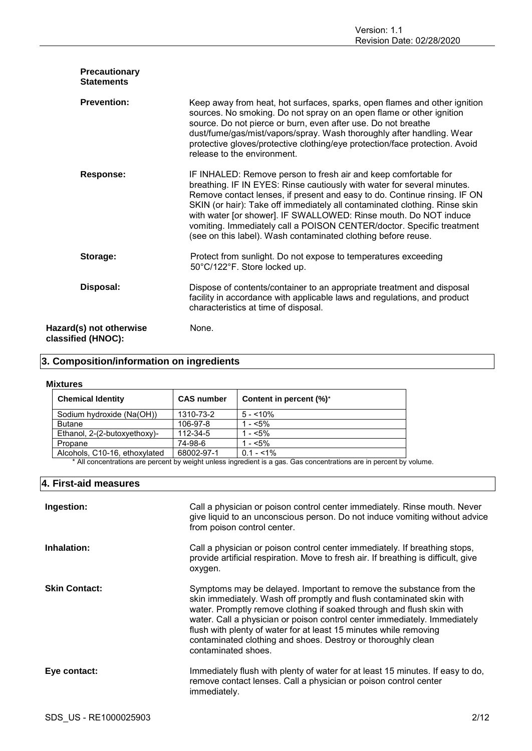**Precautionary Statements**

**Prevention:** Keep away from heat, hot surfaces, sparks, open flames and other ignition sources. No smoking. Do not spray on an open flame or other ignition source. Do not pierce or burn, even after use. Do not breathe dust/fume/gas/mist/vapors/spray. Wash thoroughly after handling. Wear protective gloves/protective clothing/eye protection/face protection. Avoid release to the environment.

**Response:** IF INHALED: Remove person to fresh air and keep comfortable for breathing. IF IN EYES: Rinse cautiously with water for several minutes. Remove contact lenses, if present and easy to do. Continue rinsing. IF ON SKIN (or hair): Take off immediately all contaminated clothing. Rinse skin with water [or shower]. IF SWALLOWED: Rinse mouth. Do NOT induce vomiting. Immediately call a POISON CENTER/doctor. Specific treatment (see on this label). Wash contaminated clothing before reuse.

**Storage:** Protect from sunlight. Do not expose to temperatures exceeding 50°C/122°F. Store locked up.

**Disposal:** Dispose of contents/container to an appropriate treatment and disposal facility in accordance with applicable laws and regulations, and product characteristics at time of disposal.

**Hazard(s) not otherwise classified (HNOC):** None.

## 3. Composition/information on ingredients

**Mixtures**

| Chemical Identity | CAS number | Content in percent (%)* |
|---|---|---|
| Sodium hydroxide (Na(OH)) | 1310-73-2 | 5 - <10% |
| Butane | 106-97-8 | 1 - <5% |
| Ethanol, 2-(2-butoxyethoxy)- | 112-34-5 | 1 - <5% |
| Propane | 74-98-6 | 1 - <5% |
| Alcohols, C10-16, ethoxylated | 68002-97-1 | 0.1 - <1% |

* All concentrations are percent by weight unless ingredient is a gas. Gas concentrations are in percent by volume.

## 4. First-aid measures

**Ingestion:** Call a physician or poison control center immediately. Rinse mouth. Never give liquid to an unconscious person. Do not induce vomiting without advice from poison control center.

**Inhalation:** Call a physician or poison control center immediately. If breathing stops, provide artificial respiration. Move to fresh air. If breathing is difficult, give oxygen.

**Skin Contact:** Symptoms may be delayed. Important to remove the substance from the skin immediately. Wash off promptly and flush contaminated skin with water. Promptly remove clothing if soaked through and flush skin with water. Call a physician or poison control center immediately. Immediately flush with plenty of water for at least 15 minutes while removing contaminated clothing and shoes. Destroy or thoroughly clean contaminated shoes.

**Eye contact:** Immediately flush with plenty of water for at least 15 minutes. If easy to do, remove contact lenses. Call a physician or poison control center immediately.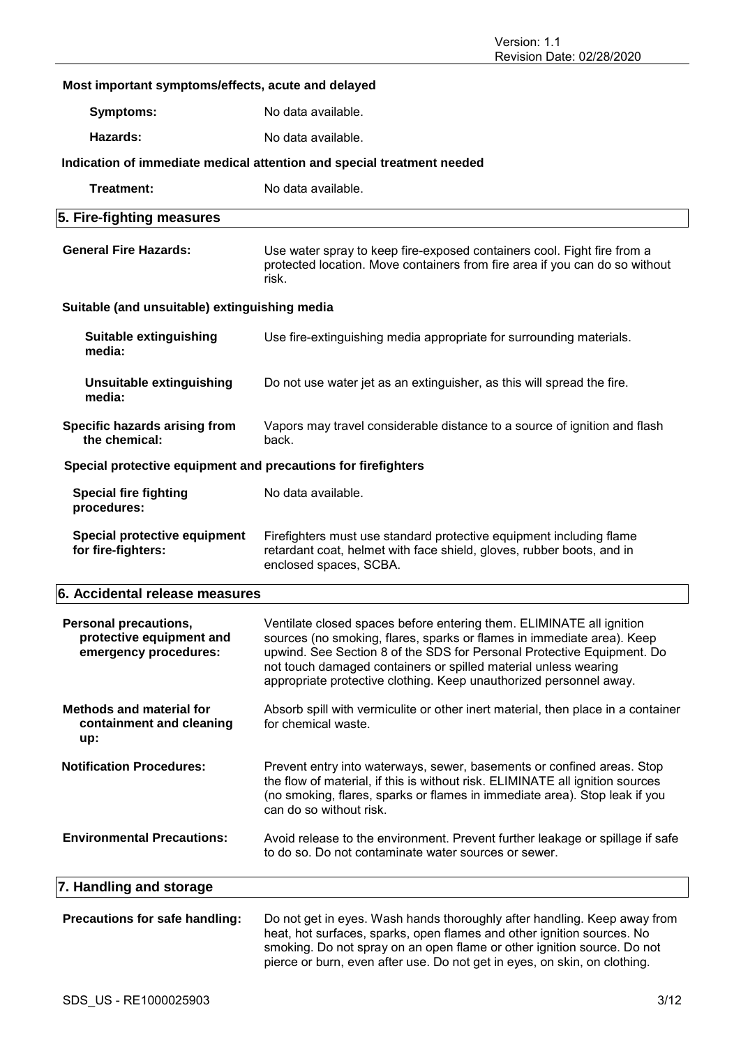**Most important symptoms/effects, acute and delayed**

**Symptoms:** No data available.

**Hazards:** No data available.

**Indication of immediate medical attention and special treatment needed**

**Treatment:** No data available.

## 5. Fire-fighting measures

**General Fire Hazards:** Use water spray to keep fire-exposed containers cool. Fight fire from a protected location. Move containers from fire area if you can do so without risk.

**Suitable (and unsuitable) extinguishing media**

**Suitable extinguishing media:** Use fire-extinguishing media appropriate for surrounding materials.

**Unsuitable extinguishing media:** Do not use water jet as an extinguisher, as this will spread the fire.

**Specific hazards arising from the chemical:** Vapors may travel considerable distance to a source of ignition and flash back.

**Special protective equipment and precautions for firefighters**

**Special fire fighting procedures:** No data available.

**Special protective equipment for fire-fighters:** Firefighters must use standard protective equipment including flame retardant coat, helmet with face shield, gloves, rubber boots, and in enclosed spaces, SCBA.

## 6. Accidental release measures

**Personal precautions, protective equipment and emergency procedures:** Ventilate closed spaces before entering them. ELIMINATE all ignition sources (no smoking, flares, sparks or flames in immediate area). Keep upwind. See Section 8 of the SDS for Personal Protective Equipment. Do not touch damaged containers or spilled material unless wearing appropriate protective clothing. Keep unauthorized personnel away.

**Methods and material for containment and cleaning up:** Absorb spill with vermiculite or other inert material, then place in a container for chemical waste.

**Notification Procedures:** Prevent entry into waterways, sewer, basements or confined areas. Stop the flow of material, if this is without risk. ELIMINATE all ignition sources (no smoking, flares, sparks or flames in immediate area). Stop leak if you can do so without risk.

**Environmental Precautions:** Avoid release to the environment. Prevent further leakage or spillage if safe to do so. Do not contaminate water sources or sewer.

## 7. Handling and storage

**Precautions for safe handling:** Do not get in eyes. Wash hands thoroughly after handling. Keep away from heat, hot surfaces, sparks, open flames and other ignition sources. No smoking. Do not spray on an open flame or other ignition source. Do not pierce or burn, even after use. Do not get in eyes, on skin, on clothing.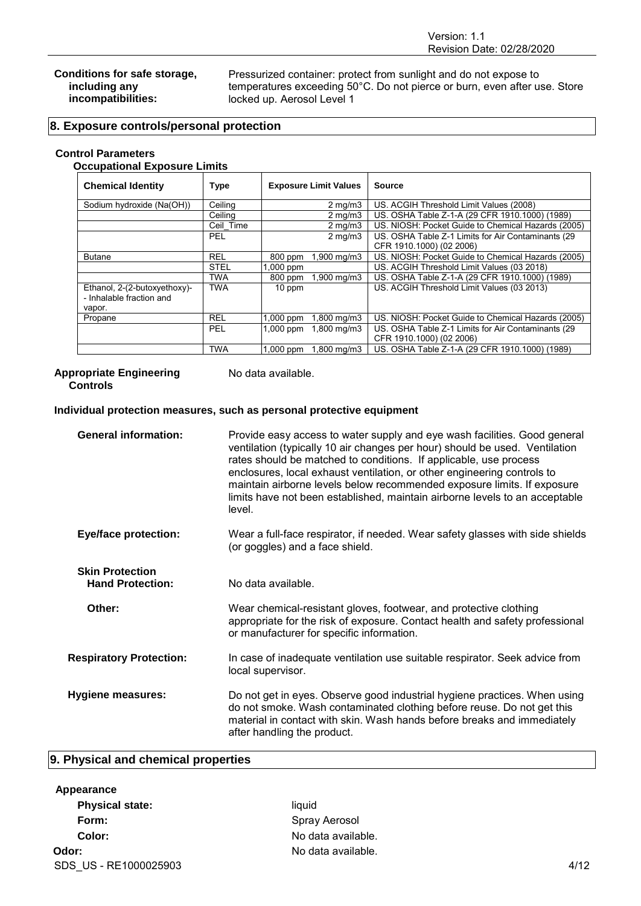| | |
|---|---|
| **Conditions for safe storage, including any incompatibilities:** | Pressurized container: protect from sunlight and do not expose to temperatures exceeding 50°C. Do not pierce or burn, even after use. Store locked up. Aerosol Level 1 |

## 8. Exposure controls/personal protection

### Control Parameters

#### Occupational Exposure Limits

| Chemical Identity | Type | Exposure Limit Values | | Source |
|---|---|---|---|---|
| Sodium hydroxide (Na(OH)) | Ceiling | | 2 mg/m3 | US. ACGIH Threshold Limit Values (2008) |
| | Ceiling | | 2 mg/m3 | US. OSHA Table Z-1-A (29 CFR 1910.1000) (1989) |
| | Ceil_Time | | 2 mg/m3 | US. NIOSH: Pocket Guide to Chemical Hazards (2005) |
| | PEL | | 2 mg/m3 | US. OSHA Table Z-1 Limits for Air Contaminants (29 CFR 1910.1000) (02 2006) |
| Butane | REL | 800 ppm | 1,900 mg/m3 | US. NIOSH: Pocket Guide to Chemical Hazards (2005) |
| | STEL | 1,000 ppm | | US. ACGIH Threshold Limit Values (03 2018) |
| | TWA | 800 ppm | 1,900 mg/m3 | US. OSHA Table Z-1-A (29 CFR 1910.1000) (1989) |
| Ethanol, 2-(2-butoxyethoxy)- - Inhalable fraction and vapor. | TWA | 10 ppm | | US. ACGIH Threshold Limit Values (03 2013) |
| Propane | REL | 1,000 ppm | 1,800 mg/m3 | US. NIOSH: Pocket Guide to Chemical Hazards (2005) |
| | PEL | 1,000 ppm | 1,800 mg/m3 | US. OSHA Table Z-1 Limits for Air Contaminants (29 CFR 1910.1000) (02 2006) |
| | TWA | 1,000 ppm | 1,800 mg/m3 | US. OSHA Table Z-1-A (29 CFR 1910.1000) (1989) |

**Appropriate Engineering Controls** No data available.

### Individual protection measures, such as personal protective equipment

**General information:** Provide easy access to water supply and eye wash facilities. Good general ventilation (typically 10 air changes per hour) should be used. Ventilation rates should be matched to conditions. If applicable, use process enclosures, local exhaust ventilation, or other engineering controls to maintain airborne levels below recommended exposure limits. If exposure limits have not been established, maintain airborne levels to an acceptable level.

**Eye/face protection:** Wear a full-face respirator, if needed. Wear safety glasses with side shields (or goggles) and a face shield.

**Skin Protection**

**Hand Protection:** No data available.

**Other:** Wear chemical-resistant gloves, footwear, and protective clothing appropriate for the risk of exposure. Contact health and safety professional or manufacturer for specific information.

**Respiratory Protection:** In case of inadequate ventilation use suitable respirator. Seek advice from local supervisor.

**Hygiene measures:** Do not get in eyes. Observe good industrial hygiene practices. When using do not smoke. Wash contaminated clothing before reuse. Do not get this material in contact with skin. Wash hands before breaks and immediately after handling the product.

## 9. Physical and chemical properties

**Appearance**

**Physical state:** liquid

**Form:** Spray Aerosol

**Color:** No data available.

**Odor:** No data available.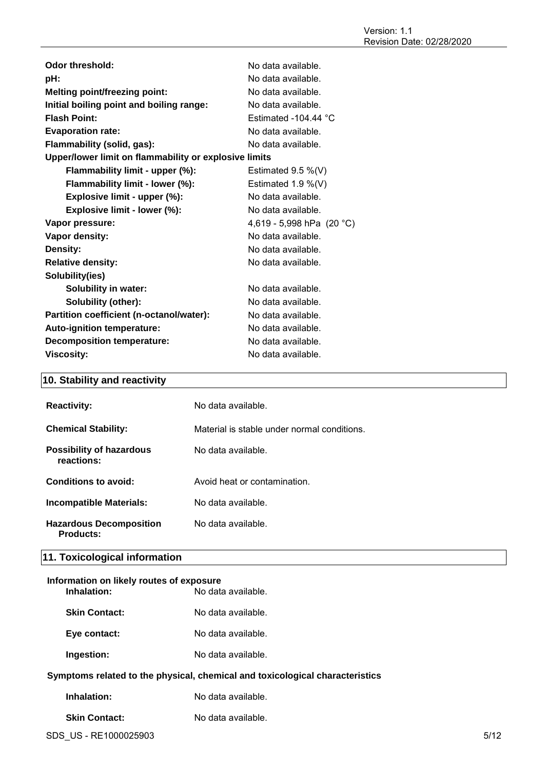| | |
|---|---|
| **Odor threshold:** | No data available. |
| **pH:** | No data available. |
| **Melting point/freezing point:** | No data available. |
| **Initial boiling point and boiling range:** | No data available. |
| **Flash Point:** | Estimated -104.44 °C |
| **Evaporation rate:** | No data available. |
| **Flammability (solid, gas):** | No data available. |
| **Upper/lower limit on flammability or explosive limits** | |
| **Flammability limit - upper (%):** | Estimated 9.5 %(V) |
| **Flammability limit - lower (%):** | Estimated 1.9 %(V) |
| **Explosive limit - upper (%):** | No data available. |
| **Explosive limit - lower (%):** | No data available. |
| **Vapor pressure:** | 4,619 - 5,998 hPa (20 °C) |
| **Vapor density:** | No data available. |
| **Density:** | No data available. |
| **Relative density:** | No data available. |
| **Solubility(ies)** | |
| **Solubility in water:** | No data available. |
| **Solubility (other):** | No data available. |
| **Partition coefficient (n-octanol/water):** | No data available. |
| **Auto-ignition temperature:** | No data available. |
| **Decomposition temperature:** | No data available. |
| **Viscosity:** | No data available. |

## 10. Stability and reactivity

| | |
|---|---|
| **Reactivity:** | No data available. |
| **Chemical Stability:** | Material is stable under normal conditions. |
| **Possibility of hazardous reactions:** | No data available. |
| **Conditions to avoid:** | Avoid heat or contamination. |
| **Incompatible Materials:** | No data available. |
| **Hazardous Decomposition Products:** | No data available. |

## 11. Toxicological information

**Information on likely routes of exposure**

| | |
|---|---|
| **Inhalation:** | No data available. |
| **Skin Contact:** | No data available. |
| **Eye contact:** | No data available. |
| **Ingestion:** | No data available. |

**Symptoms related to the physical, chemical and toxicological characteristics**

| | |
|---|---|
| **Inhalation:** | No data available. |
| **Skin Contact:** | No data available. |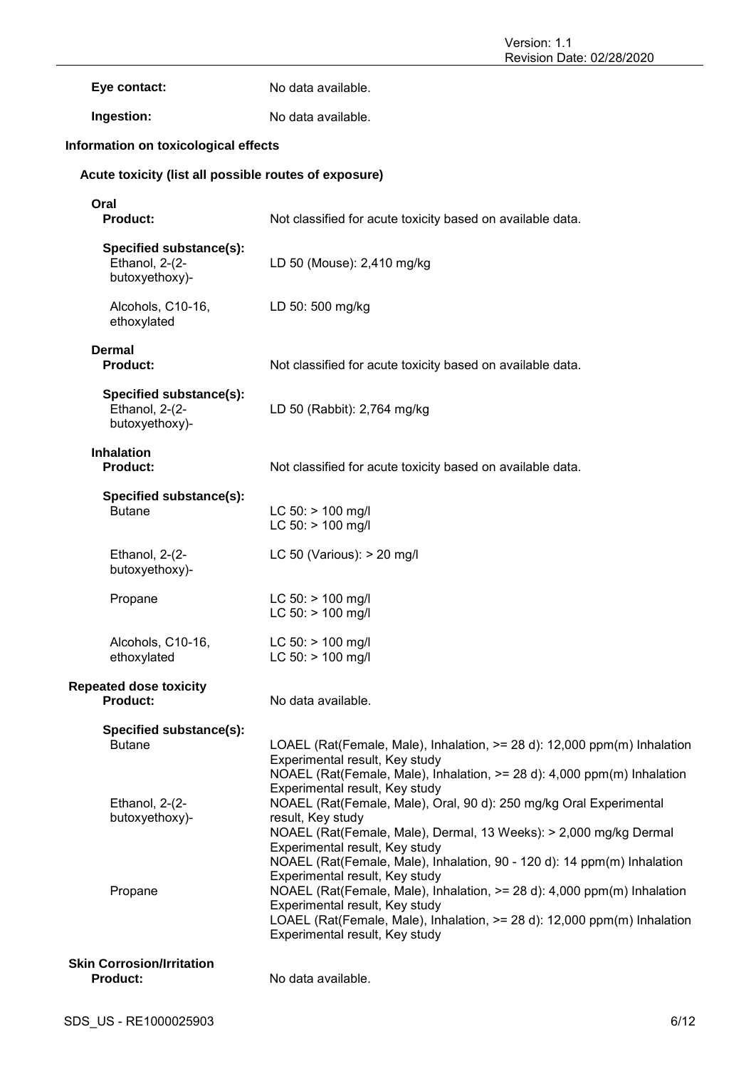**Eye contact:** No data available.

**Ingestion:** No data available.

### Information on toxicological effects

#### Acute toxicity (list all possible routes of exposure)

**Oral**

| | |
|---|---|
| **Product:** | Not classified for acute toxicity based on available data. |
| **Specified substance(s):** | |
| Ethanol, 2-(2-butoxyethoxy)- | LD 50 (Mouse): 2,410 mg/kg |
| Alcohols, C10-16, ethoxylated | LD 50: 500 mg/kg |

**Dermal**

| | |
|---|---|
| **Product:** | Not classified for acute toxicity based on available data. |
| **Specified substance(s):** | |
| Ethanol, 2-(2-butoxyethoxy)- | LD 50 (Rabbit): 2,764 mg/kg |

**Inhalation**

| | |
|---|---|
| **Product:** | Not classified for acute toxicity based on available data. |
| **Specified substance(s):** | |
| Butane | LC 50: > 100 mg/l<br>LC 50: > 100 mg/l |
| Ethanol, 2-(2-butoxyethoxy)- | LC 50 (Various): > 20 mg/l |
| Propane | LC 50: > 100 mg/l<br>LC 50: > 100 mg/l |
| Alcohols, C10-16, ethoxylated | LC 50: > 100 mg/l<br>LC 50: > 100 mg/l |

#### Repeated dose toxicity

| | |
|---|---|
| **Product:** | No data available. |
| **Specified substance(s):** | |
| Butane | LOAEL (Rat(Female, Male), Inhalation, >= 28 d): 12,000 ppm(m) Inhalation Experimental result, Key study<br>NOAEL (Rat(Female, Male), Inhalation, >= 28 d): 4,000 ppm(m) Inhalation Experimental result, Key study |
| Ethanol, 2-(2-butoxyethoxy)- | NOAEL (Rat(Female, Male), Oral, 90 d): 250 mg/kg Oral Experimental result, Key study<br>NOAEL (Rat(Female, Male), Dermal, 13 Weeks): > 2,000 mg/kg Dermal Experimental result, Key study<br>NOAEL (Rat(Female, Male), Inhalation, 90 - 120 d): 14 ppm(m) Inhalation Experimental result, Key study |
| Propane | NOAEL (Rat(Female, Male), Inhalation, >= 28 d): 4,000 ppm(m) Inhalation Experimental result, Key study<br>LOAEL (Rat(Female, Male), Inhalation, >= 28 d): 12,000 ppm(m) Inhalation Experimental result, Key study |

#### Skin Corrosion/Irritation

**Product:** No data available.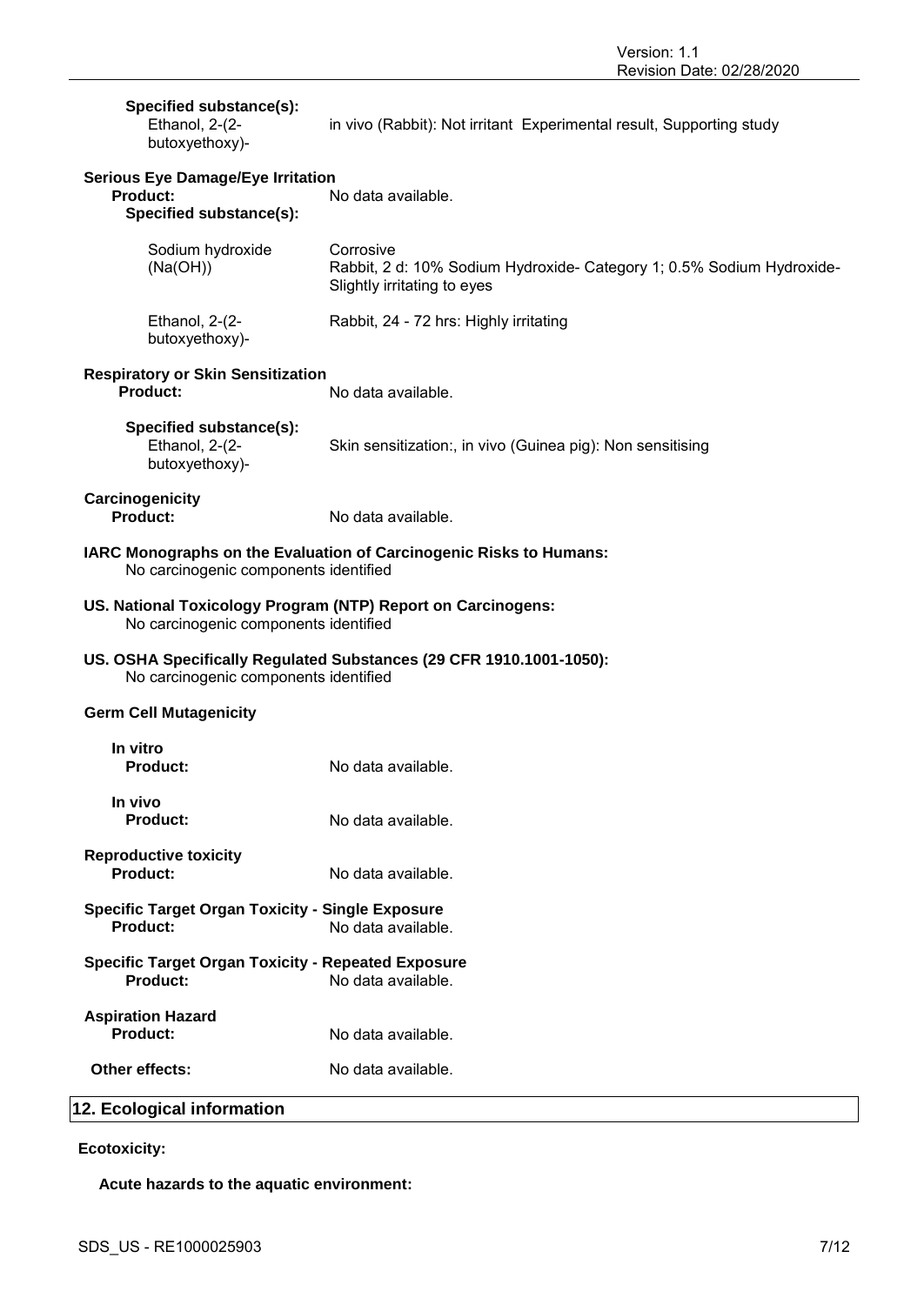**Specified substance(s):**

Ethanol, 2-(2-butoxyethoxy)- in vivo (Rabbit): Not irritant Experimental result, Supporting study

**Serious Eye Damage/Eye Irritation**

**Product:** No data available.

**Specified substance(s):**

Sodium hydroxide (Na(OH)) Corrosive
Rabbit, 2 d: 10% Sodium Hydroxide- Category 1; 0.5% Sodium Hydroxide- Slightly irritating to eyes

Ethanol, 2-(2-butoxyethoxy)- Rabbit, 24 - 72 hrs: Highly irritating

**Respiratory or Skin Sensitization**

**Product:** No data available.

**Specified substance(s):**

Ethanol, 2-(2-butoxyethoxy)- Skin sensitization:, in vivo (Guinea pig): Non sensitising

**Carcinogenicity**

**Product:** No data available.

**IARC Monographs on the Evaluation of Carcinogenic Risks to Humans:**
No carcinogenic components identified

**US. National Toxicology Program (NTP) Report on Carcinogens:**
No carcinogenic components identified

**US. OSHA Specifically Regulated Substances (29 CFR 1910.1001-1050):**
No carcinogenic components identified

**Germ Cell Mutagenicity**

**In vitro**

**Product:** No data available.

**In vivo**

**Product:** No data available.

**Reproductive toxicity**

**Product:** No data available.

**Specific Target Organ Toxicity - Single Exposure**

**Product:** No data available.

**Specific Target Organ Toxicity - Repeated Exposure**

**Product:** No data available.

**Aspiration Hazard**

**Product:** No data available.

**Other effects:** No data available.

## 12. Ecological information

**Ecotoxicity:**

**Acute hazards to the aquatic environment:**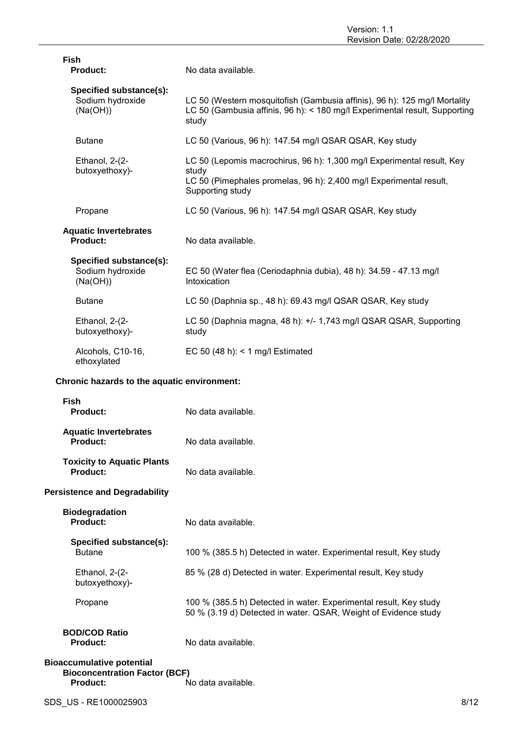**Fish**

**Product:** No data available.

**Specified substance(s):**

| | |
|---|---|
| Sodium hydroxide (Na(OH)) | LC 50 (Western mosquitofish (Gambusia affinis), 96 h): 125 mg/l Mortality<br>LC 50 (Gambusia affinis, 96 h): < 180 mg/l Experimental result, Supporting study |
| Butane | LC 50 (Various, 96 h): 147.54 mg/l QSAR QSAR, Key study |
| Ethanol, 2-(2-butoxyethoxy)- | LC 50 (Lepomis macrochirus, 96 h): 1,300 mg/l Experimental result, Key study<br>LC 50 (Pimephales promelas, 96 h): 2,400 mg/l Experimental result, Supporting study |
| Propane | LC 50 (Various, 96 h): 147.54 mg/l QSAR QSAR, Key study |

**Aquatic Invertebrates**

**Product:** No data available.

**Specified substance(s):**

| | |
|---|---|
| Sodium hydroxide (Na(OH)) | EC 50 (Water flea (Ceriodaphnia dubia), 48 h): 34.59 - 47.13 mg/l Intoxication |
| Butane | LC 50 (Daphnia sp., 48 h): 69.43 mg/l QSAR QSAR, Key study |
| Ethanol, 2-(2-butoxyethoxy)- | LC 50 (Daphnia magna, 48 h): +/- 1,743 mg/l QSAR QSAR, Supporting study |
| Alcohols, C10-16, ethoxylated | EC 50 (48 h): < 1 mg/l Estimated |

**Chronic hazards to the aquatic environment:**

**Fish**

**Product:** No data available.

**Aquatic Invertebrates**

**Product:** No data available.

**Toxicity to Aquatic Plants**

**Product:** No data available.

**Persistence and Degradability**

**Biodegradation**

**Product:** No data available.

**Specified substance(s):**

| | |
|---|---|
| Butane | 100 % (385.5 h) Detected in water. Experimental result, Key study |
| Ethanol, 2-(2-butoxyethoxy)- | 85 % (28 d) Detected in water. Experimental result, Key study |
| Propane | 100 % (385.5 h) Detected in water. Experimental result, Key study<br>50 % (3.19 d) Detected in water. QSAR, Weight of Evidence study |

**BOD/COD Ratio**

**Product:** No data available.

**Bioaccumulative potential**

**Bioconcentration Factor (BCF)**

**Product:** No data available.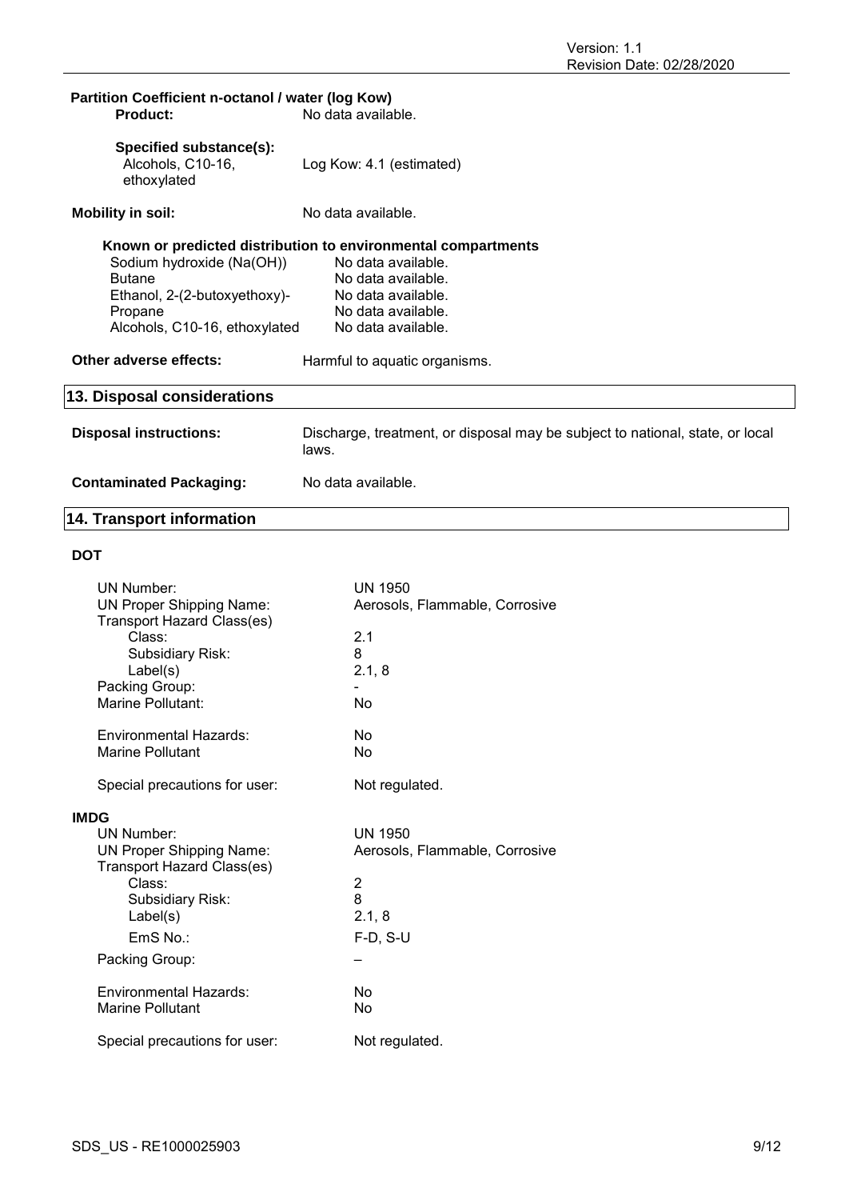**Partition Coefficient n-octanol / water (log Kow)**

| | |
|---|---|
| **Product:** | No data available. |
| **Specified substance(s):** Alcohols, C10-16, ethoxylated | Log Kow: 4.1 (estimated) |

**Mobility in soil:** No data available.

**Known or predicted distribution to environmental compartments**

| | |
|---|---|
| Sodium hydroxide (Na(OH)) | No data available. |
| Butane | No data available. |
| Ethanol, 2-(2-butoxyethoxy)- | No data available. |
| Propane | No data available. |
| Alcohols, C10-16, ethoxylated | No data available. |

**Other adverse effects:** Harmful to aquatic organisms.

## 13. Disposal considerations

**Disposal instructions:** Discharge, treatment, or disposal may be subject to national, state, or local laws.

**Contaminated Packaging:** No data available.

## 14. Transport information

### DOT

| | |
|---|---|
| UN Number: | UN 1950 |
| UN Proper Shipping Name: | Aerosols, Flammable, Corrosive |
| Transport Hazard Class(es) | |
| Class: | 2.1 |
| Subsidiary Risk: | 8 |
| Label(s) | 2.1, 8 |
| Packing Group: | - |
| Marine Pollutant: | No |
| Environmental Hazards: | No |
| Marine Pollutant | No |
| Special precautions for user: | Not regulated. |

### IMDG

| | |
|---|---|
| UN Number: | UN 1950 |
| UN Proper Shipping Name: | Aerosols, Flammable, Corrosive |
| Transport Hazard Class(es) | |
| Class: | 2 |
| Subsidiary Risk: | 8 |
| Label(s) | 2.1, 8 |
| EmS No.: | F-D, S-U |
| Packing Group: | – |
| Environmental Hazards: | No |
| Marine Pollutant | No |
| Special precautions for user: | Not regulated. |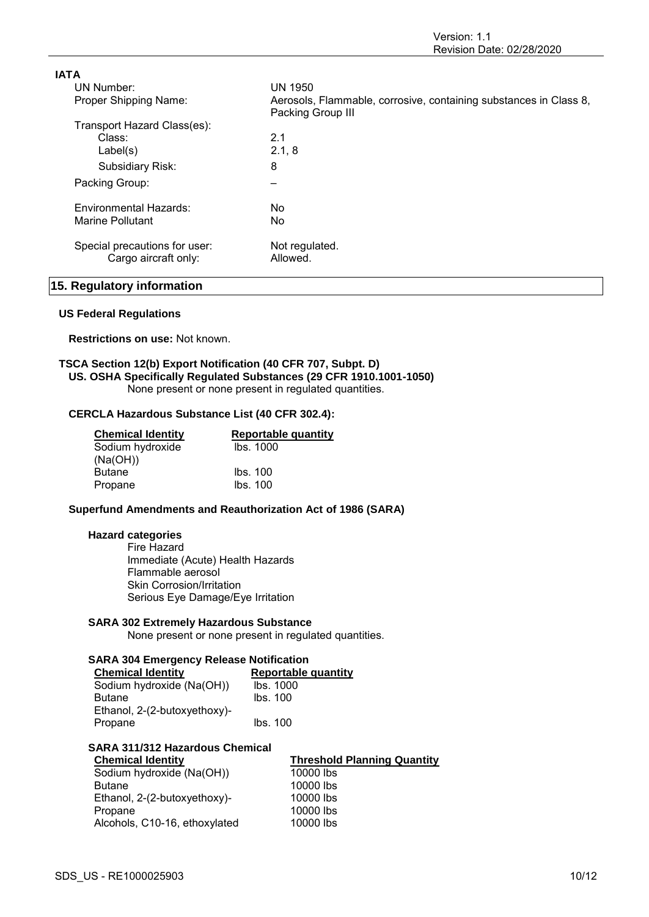**IATA**

| | |
|---|---|
| UN Number: | UN 1950 |
| Proper Shipping Name: | Aerosols, Flammable, corrosive, containing substances in Class 8, Packing Group III |
| Transport Hazard Class(es): | |
| Class: | 2.1 |
| Label(s) | 2.1, 8 |
| Subsidiary Risk: | 8 |
| Packing Group: | – |
| Environmental Hazards: | No |
| Marine Pollutant | No |
| Special precautions for user: | Not regulated. |
| Cargo aircraft only: | Allowed. |

## 15. Regulatory information

### US Federal Regulations

**Restrictions on use:** Not known.

**TSCA Section 12(b) Export Notification (40 CFR 707, Subpt. D)**

**US. OSHA Specifically Regulated Substances (29 CFR 1910.1001-1050)**

None present or none present in regulated quantities.

**CERCLA Hazardous Substance List (40 CFR 302.4):**

| Chemical Identity | Reportable quantity |
|---|---|
| Sodium hydroxide (Na(OH)) | lbs. 1000 |
| Butane | lbs. 100 |
| Propane | lbs. 100 |

**Superfund Amendments and Reauthorization Act of 1986 (SARA)**

**Hazard categories**

- Fire Hazard
- Immediate (Acute) Health Hazards
- Flammable aerosol
- Skin Corrosion/Irritation
- Serious Eye Damage/Eye Irritation

**SARA 302 Extremely Hazardous Substance**

None present or none present in regulated quantities.

**SARA 304 Emergency Release Notification**

| Chemical Identity | Reportable quantity |
|---|---|
| Sodium hydroxide (Na(OH)) | lbs. 1000 |
| Butane | lbs. 100 |
| Ethanol, 2-(2-butoxyethoxy)- | |
| Propane | lbs. 100 |

**SARA 311/312 Hazardous Chemical**

| Chemical Identity | Threshold Planning Quantity |
|---|---|
| Sodium hydroxide (Na(OH)) | 10000 lbs |
| Butane | 10000 lbs |
| Ethanol, 2-(2-butoxyethoxy)- | 10000 lbs |
| Propane | 10000 lbs |
| Alcohols, C10-16, ethoxylated | 10000 lbs |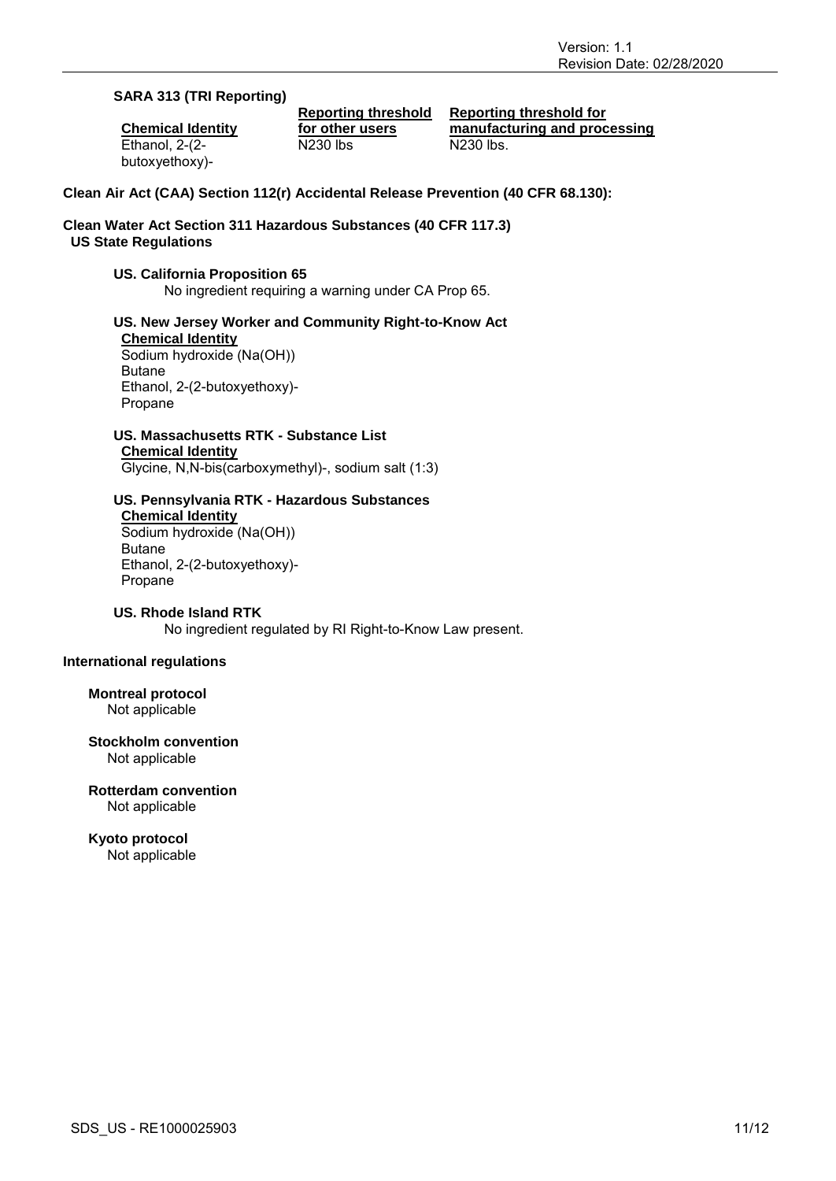**SARA 313 (TRI Reporting)**

| Chemical Identity | Reporting threshold for other users | Reporting threshold for manufacturing and processing |
|---|---|---|
| Ethanol, 2-(2-butoxyethoxy)- | N230 lbs | N230 lbs. |

**Clean Air Act (CAA) Section 112(r) Accidental Release Prevention (40 CFR 68.130):**

**Clean Water Act Section 311 Hazardous Substances (40 CFR 117.3)**

**US State Regulations**

**US. California Proposition 65**

No ingredient requiring a warning under CA Prop 65.

**US. New Jersey Worker and Community Right-to-Know Act**

**Chemical Identity**

Sodium hydroxide (Na(OH))
Butane
Ethanol, 2-(2-butoxyethoxy)-
Propane

**US. Massachusetts RTK - Substance List**

**Chemical Identity**

Glycine, N,N-bis(carboxymethyl)-, sodium salt (1:3)

**US. Pennsylvania RTK - Hazardous Substances**

**Chemical Identity**

Sodium hydroxide (Na(OH))
Butane
Ethanol, 2-(2-butoxyethoxy)-
Propane

**US. Rhode Island RTK**

No ingredient regulated by RI Right-to-Know Law present.

**International regulations**

**Montreal protocol**

Not applicable

**Stockholm convention**

Not applicable

**Rotterdam convention**

Not applicable

**Kyoto protocol**

Not applicable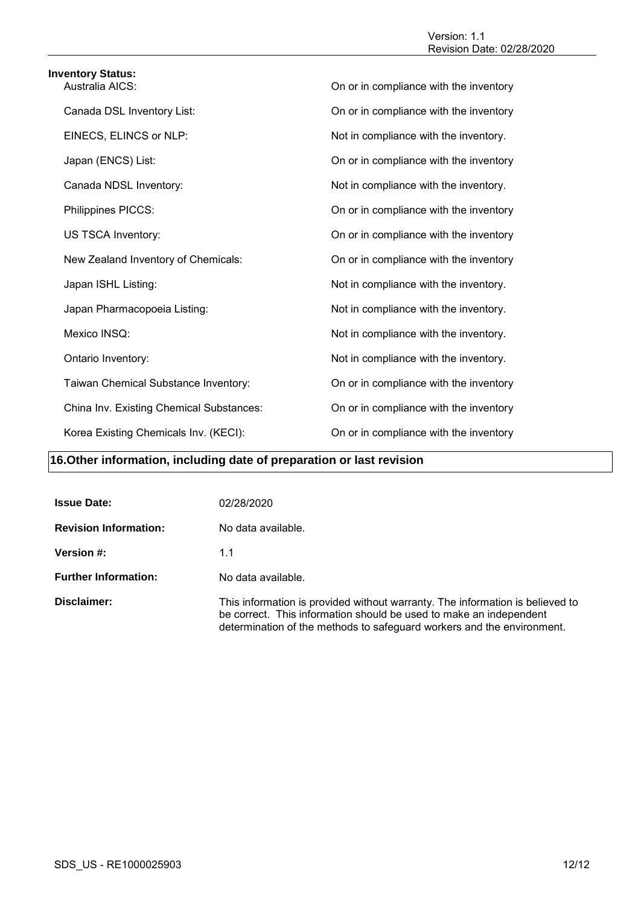**Inventory Status:**

| | |
|---|---|
| Australia AICS: | On or in compliance with the inventory |
| Canada DSL Inventory List: | On or in compliance with the inventory |
| EINECS, ELINCS or NLP: | Not in compliance with the inventory. |
| Japan (ENCS) List: | On or in compliance with the inventory |
| Canada NDSL Inventory: | Not in compliance with the inventory. |
| Philippines PICCS: | On or in compliance with the inventory |
| US TSCA Inventory: | On or in compliance with the inventory |
| New Zealand Inventory of Chemicals: | On or in compliance with the inventory |
| Japan ISHL Listing: | Not in compliance with the inventory. |
| Japan Pharmacopoeia Listing: | Not in compliance with the inventory. |
| Mexico INSQ: | Not in compliance with the inventory. |
| Ontario Inventory: | Not in compliance with the inventory. |
| Taiwan Chemical Substance Inventory: | On or in compliance with the inventory |
| China Inv. Existing Chemical Substances: | On or in compliance with the inventory |
| Korea Existing Chemicals Inv. (KECI): | On or in compliance with the inventory |

## 16.Other information, including date of preparation or last revision

| | |
|---|---|
| **Issue Date:** | 02/28/2020 |
| **Revision Information:** | No data available. |
| **Version #:** | 1.1 |
| **Further Information:** | No data available. |
| **Disclaimer:** | This information is provided without warranty. The information is believed to be correct. This information should be used to make an independent determination of the methods to safeguard workers and the environment. |